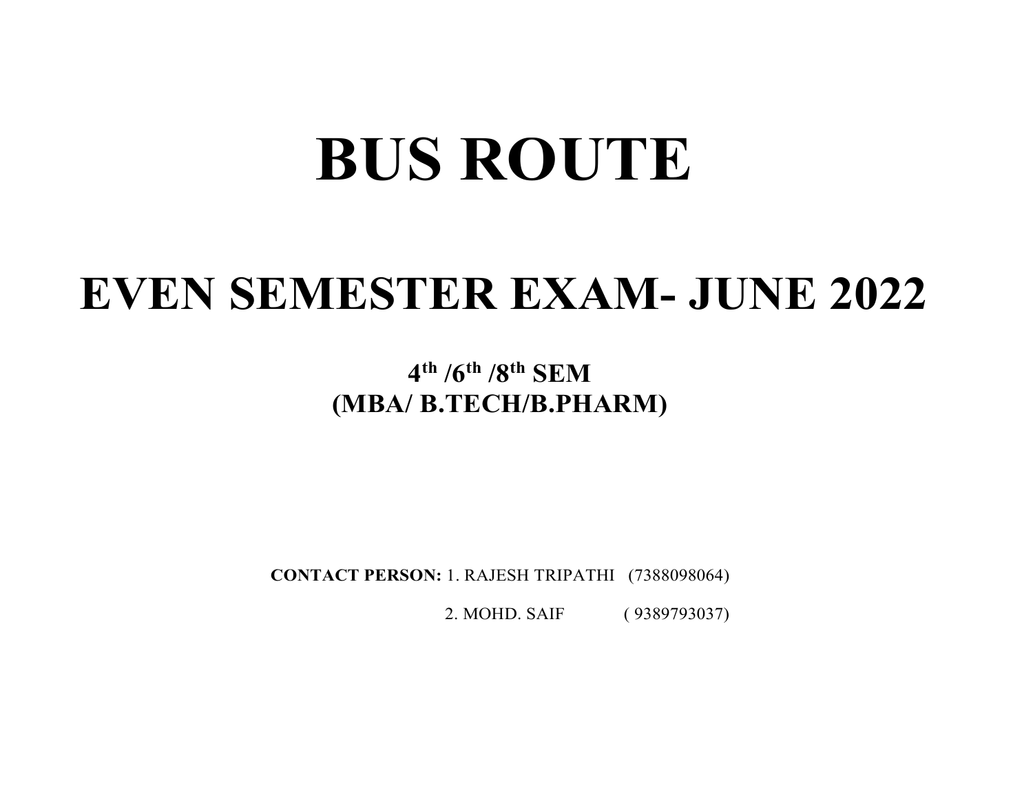# BUS ROUTE

## EVEN SEMESTER EXAM- JUNE 2022

### 4th /6th /8th SEM
### (MBA/ B.TECH/B.PHARM)

**CONTACT PERSON:** 1. RAJESH TRIPATHI (7388098064)

2. MOHD. SAIF ( 9389793037)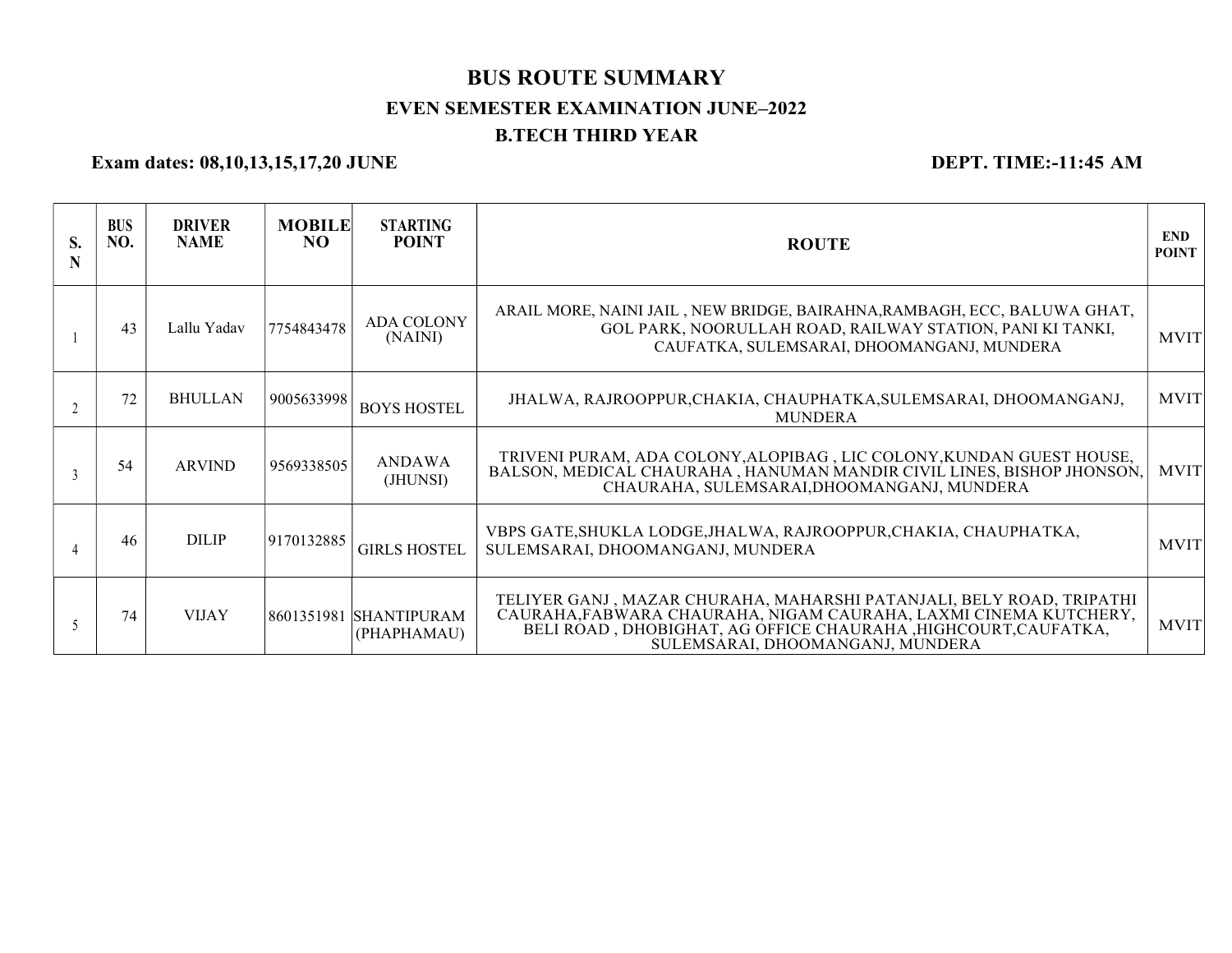# BUS ROUTE SUMMARY

## EVEN SEMESTER EXAMINATION JUNE–2022

### B.TECH THIRD YEAR

**Exam dates: 08,10,13,15,17,20 JUNE** **DEPT. TIME:-11:45 AM**

| S. N | BUS NO. | DRIVER NAME | MOBILE NO | STARTING POINT | ROUTE | END POINT |
|---|---|---|---|---|---|---|
| 1 | 43 | Lallu Yadav | 7754843478 | ADA COLONY (NAINI) | ARAIL MORE, NAINI JAIL , NEW BRIDGE, BAIRAHNA,RAMBAGH, ECC, BALUWA GHAT, GOL PARK, NOORULLAH ROAD, RAILWAY STATION, PANI KI TANKI, CAUFATKA, SULEMSARAI, DHOOMANGANJ, MUNDERA | MVIT |
| 2 | 72 | BHULLAN | 9005633998 | BOYS HOSTEL | JHALWA, RAJROOPPUR,CHAKIA, CHAUPHATKA,SULEMSARAI, DHOOMANGANJ, MUNDERA | MVIT |
| 3 | 54 | ARVIND | 9569338505 | ANDAWA (JHUNSI) | TRIVENI PURAM, ADA COLONY,ALOPIBAG , LIC COLONY,KUNDAN GUEST HOUSE, BALSON, MEDICAL CHAURAHA , HANUMAN MANDIR CIVIL LINES, BISHOP JHONSON, CHAURAHA, SULEMSARAI,DHOOMANGANJ, MUNDERA | MVIT |
| 4 | 46 | DILIP | 9170132885 | GIRLS HOSTEL | VBPS GATE,SHUKLA LODGE,JHALWA, RAJROOPPUR,CHAKIA, CHAUPHATKA, SULEMSARAI, DHOOMANGANJ, MUNDERA | MVIT |
| 5 | 74 | VIJAY | 8601351981 | SHANTIPURAM (PHAPHAMAU) | TELIYER GANJ , MAZAR CHURAHA, MAHARSHI PATANJALI, BELY ROAD, TRIPATHI CAURAHA,FABWARA CHAURAHA, NIGAM CAURAHA, LAXMI CINEMA KUTCHERY, BELI ROAD , DHOBIGHAT, AG OFFICE CHAURAHA ,HIGHCOURT,CAUFATKA, SULEMSARAI, DHOOMANGANJ, MUNDERA | MVIT |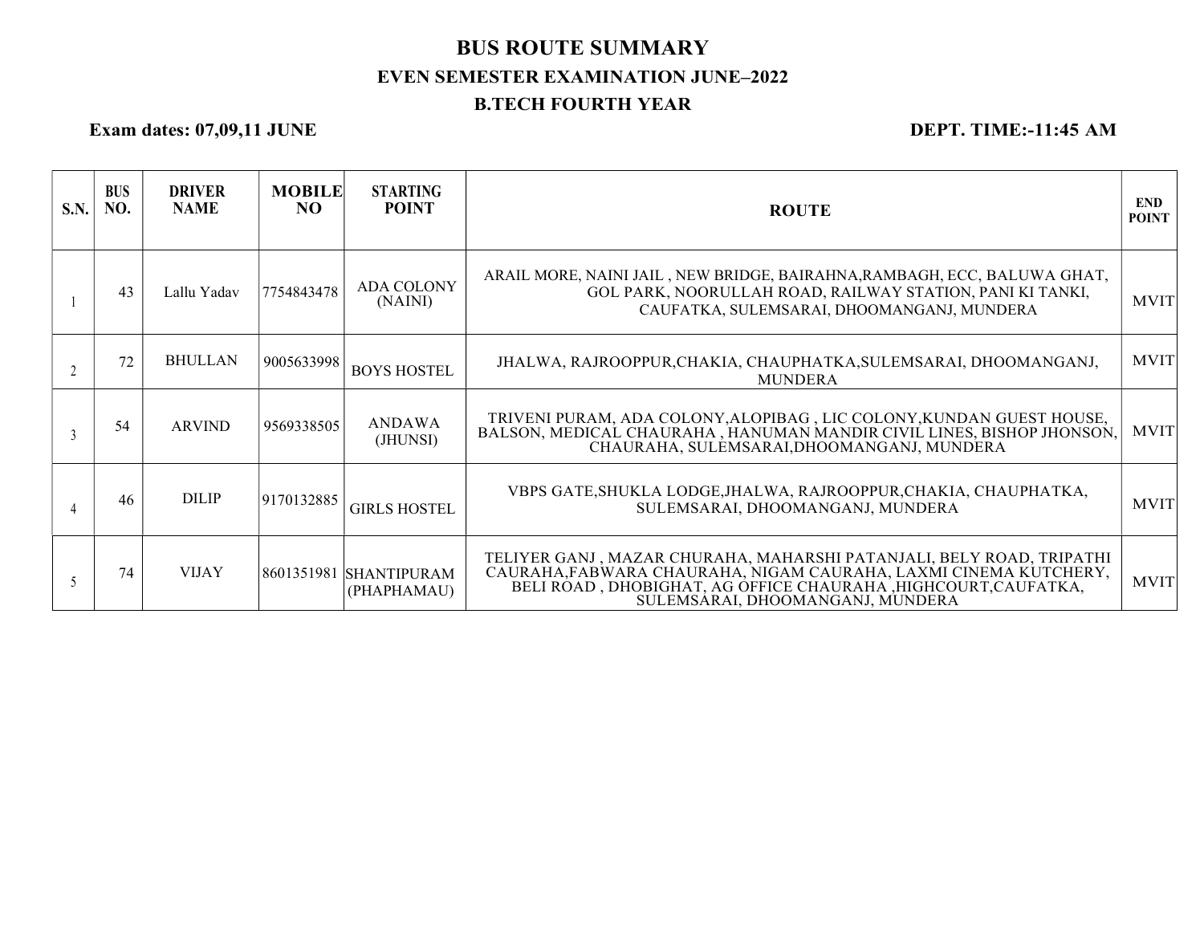# BUS ROUTE SUMMARY

## EVEN SEMESTER EXAMINATION JUNE–2022

## B.TECH FOURTH YEAR

**Exam dates: 07,09,11 JUNE** **DEPT. TIME:-11:45 AM**

| S.N. | BUS NO. | DRIVER NAME | MOBILE NO | STARTING POINT | ROUTE | END POINT |
|---|---|---|---|---|---|---|
| 1 | 43 | Lallu Yadav | 7754843478 | ADA COLONY (NAINI) | ARAIL MORE, NAINI JAIL , NEW BRIDGE, BAIRAHNA,RAMBAGH, ECC, BALUWA GHAT, GOL PARK, NOORULLAH ROAD, RAILWAY STATION, PANI KI TANKI, CAUFATKA, SULEMSARAI, DHOOMANGANJ, MUNDERA | MVIT |
| 2 | 72 | BHULLAN | 9005633998 | BOYS HOSTEL | JHALWA, RAJROOPPUR,CHAKIA, CHAUPHATKA,SULEMSARAI, DHOOMANGANJ, MUNDERA | MVIT |
| 3 | 54 | ARVIND | 9569338505 | ANDAWA (JHUNSI) | TRIVENI PURAM, ADA COLONY,ALOPIBAG , LIC COLONY,KUNDAN GUEST HOUSE, BALSON, MEDICAL CHAURAHA , HANUMAN MANDIR CIVIL LINES, BISHOP JHONSON, CHAURAHA, SULEMSARAI,DHOOMANGANJ, MUNDERA | MVIT |
| 4 | 46 | DILIP | 9170132885 | GIRLS HOSTEL | VBPS GATE,SHUKLA LODGE,JHALWA, RAJROOPPUR,CHAKIA, CHAUPHATKA, SULEMSARAI, DHOOMANGANJ, MUNDERA | MVIT |
| 5 | 74 | VIJAY | 8601351981 | SHANTIPURAM (PHAPHAMAU) | TELIYER GANJ , MAZAR CHURAHA, MAHARSHI PATANJALI, BELY ROAD, TRIPATHI CAURAHA,FABWARA CHAURAHA, NIGAM CAURAHA, LAXMI CINEMA KUTCHERY, BELI ROAD , DHOBIGHAT, AG OFFICE CHAURAHA ,HIGHCOURT,CAUFATKA, SULEMSARAI, DHOOMANGANJ, MUNDERA | MVIT |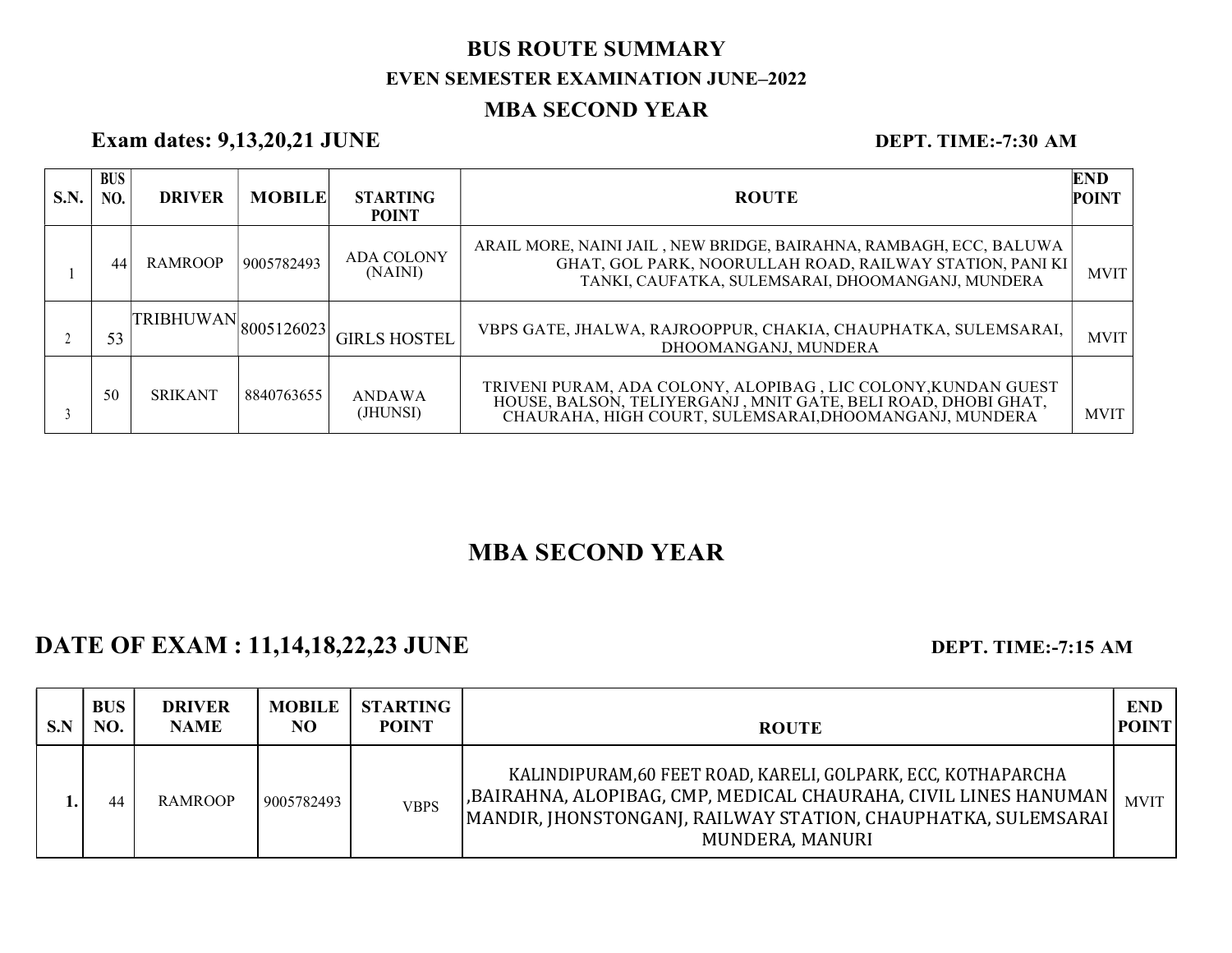# BUS ROUTE SUMMARY

## EVEN SEMESTER EXAMINATION JUNE–2022

## MBA SECOND YEAR

**Exam dates: 9,13,20,21 JUNE** **DEPT. TIME:-7:30 AM**

| S.N. | BUS NO. | DRIVER | MOBILE | STARTING POINT | ROUTE | END POINT |
|---|---|---|---|---|---|---|
| 1 | 44 | RAMROOP | 9005782493 | ADA COLONY (NAINI) | ARAIL MORE, NAINI JAIL , NEW BRIDGE, BAIRAHNA, RAMBAGH, ECC, BALUWA GHAT, GOL PARK, NOORULLAH ROAD, RAILWAY STATION, PANI KI TANKI, CAUFATKA, SULEMSARAI, DHOOMANGANJ, MUNDERA | MVIT |
| 2 | 53 | TRIBHUWAN | 8005126023 | GIRLS HOSTEL | VBPS GATE, JHALWA, RAJROOPPUR, CHAKIA, CHAUPHATKA, SULEMSARAI, DHOOMANGANJ, MUNDERA | MVIT |
| 3 | 50 | SRIKANT | 8840763655 | ANDAWA (JHUNSI) | TRIVENI PURAM, ADA COLONY, ALOPIBAG , LIC COLONY,KUNDAN GUEST HOUSE, BALSON, TELIYERGANJ , MNIT GATE, BELI ROAD, DHOBI GHAT, CHAURAHA, HIGH COURT, SULEMSARAI,DHOOMANGANJ, MUNDERA | MVIT |

## MBA SECOND YEAR

**DATE OF EXAM : 11,14,18,22,23 JUNE** **DEPT. TIME:-7:15 AM**

| S.N | BUS NO. | DRIVER NAME | MOBILE NO | STARTING POINT | ROUTE | END POINT |
|---|---|---|---|---|---|---|
| 1. | 44 | RAMROOP | 9005782493 | VBPS | KALINDIPURAM,60 FEET ROAD, KARELI, GOLPARK, ECC, KOTHAPARCHA ,BAIRAHNA, ALOPIBAG, CMP, MEDICAL CHAURAHA, CIVIL LINES HANUMAN MANDIR, JHONSTONGANJ, RAILWAY STATION, CHAUPHATKA, SULEMSARAI MUNDERA, MANURI | MVIT |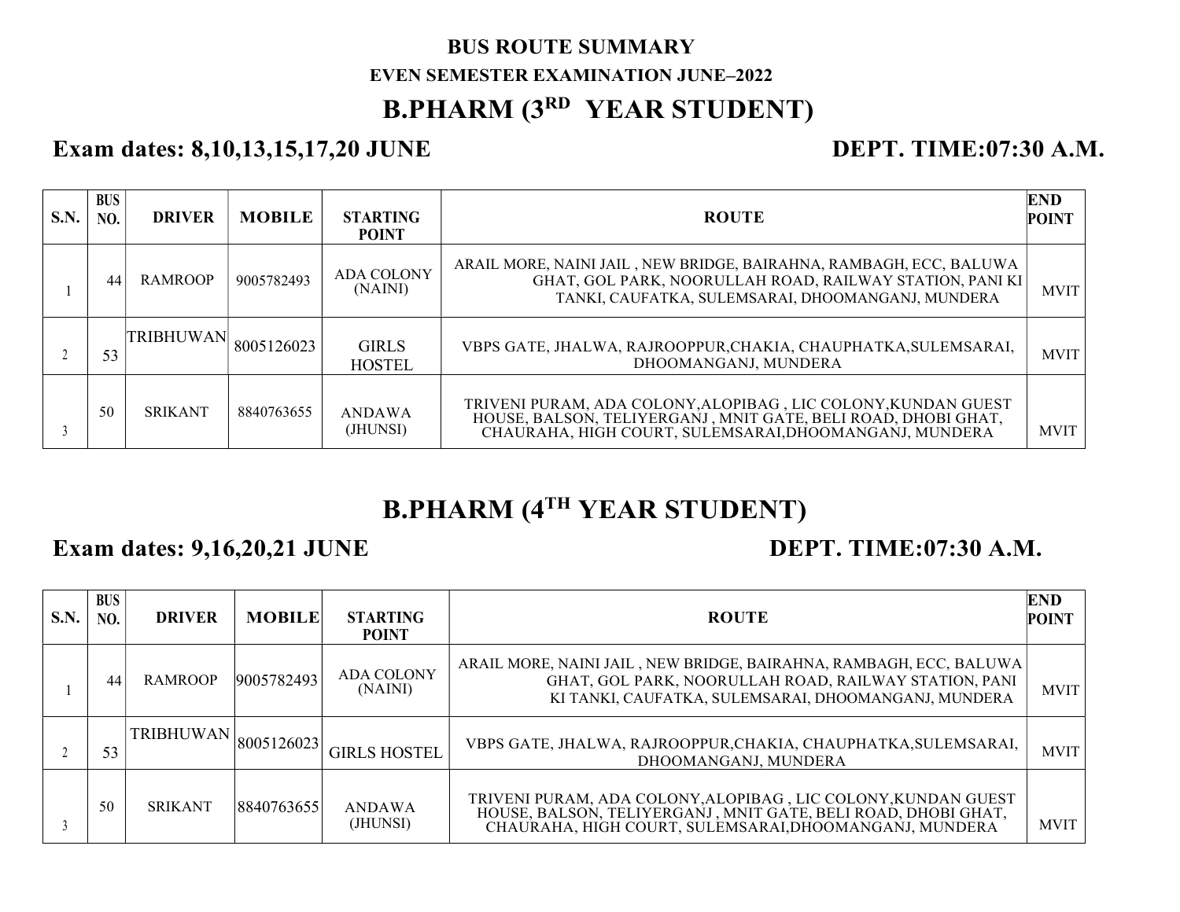# BUS ROUTE SUMMARY

## EVEN SEMESTER EXAMINATION JUNE–2022

## B.PHARM (3RD YEAR STUDENT)

**Exam dates: 8,10,13,15,17,20 JUNE** **DEPT. TIME:07:30 A.M.**

| S.N. | BUS NO. | DRIVER | MOBILE | STARTING POINT | ROUTE | END POINT |
|---|---|---|---|---|---|---|
| 1 | 44 | RAMROOP | 9005782493 | ADA COLONY (NAINI) | ARAIL MORE, NAINI JAIL , NEW BRIDGE, BAIRAHNA, RAMBAGH, ECC, BALUWA GHAT, GOL PARK, NOORULLAH ROAD, RAILWAY STATION, PANI KI TANKI, CAUFATKA, SULEMSARAI, DHOOMANGANJ, MUNDERA | MVIT |
| 2 | 53 | TRIBHUWAN | 8005126023 | GIRLS HOSTEL | VBPS GATE, JHALWA, RAJROOPPUR,CHAKIA, CHAUPHATKA,SULEMSARAI, DHOOMANGANJ, MUNDERA | MVIT |
| 3 | 50 | SRIKANT | 8840763655 | ANDAWA (JHUNSI) | TRIVENI PURAM, ADA COLONY,ALOPIBAG , LIC COLONY,KUNDAN GUEST HOUSE, BALSON, TELIYERGANJ , MNIT GATE, BELI ROAD, DHOBI GHAT, CHAURAHA, HIGH COURT, SULEMSARAI,DHOOMANGANJ, MUNDERA | MVIT |

## B.PHARM (4TH YEAR STUDENT)

**Exam dates: 9,16,20,21 JUNE** **DEPT. TIME:07:30 A.M.**

| S.N. | BUS NO. | DRIVER | MOBILE | STARTING POINT | ROUTE | END POINT |
|---|---|---|---|---|---|---|
| 1 | 44 | RAMROOP | 9005782493 | ADA COLONY (NAINI) | ARAIL MORE, NAINI JAIL , NEW BRIDGE, BAIRAHNA, RAMBAGH, ECC, BALUWA GHAT, GOL PARK, NOORULLAH ROAD, RAILWAY STATION, PANI KI TANKI, CAUFATKA, SULEMSARAI, DHOOMANGANJ, MUNDERA | MVIT |
| 2 | 53 | TRIBHUWAN | 8005126023 | GIRLS HOSTEL | VBPS GATE, JHALWA, RAJROOPPUR,CHAKIA, CHAUPHATKA,SULEMSARAI, DHOOMANGANJ, MUNDERA | MVIT |
| 3 | 50 | SRIKANT | 8840763655 | ANDAWA (JHUNSI) | TRIVENI PURAM, ADA COLONY,ALOPIBAG , LIC COLONY,KUNDAN GUEST HOUSE, BALSON, TELIYERGANJ , MNIT GATE, BELI ROAD, DHOBI GHAT, CHAURAHA, HIGH COURT, SULEMSARAI,DHOOMANGANJ, MUNDERA | MVIT |